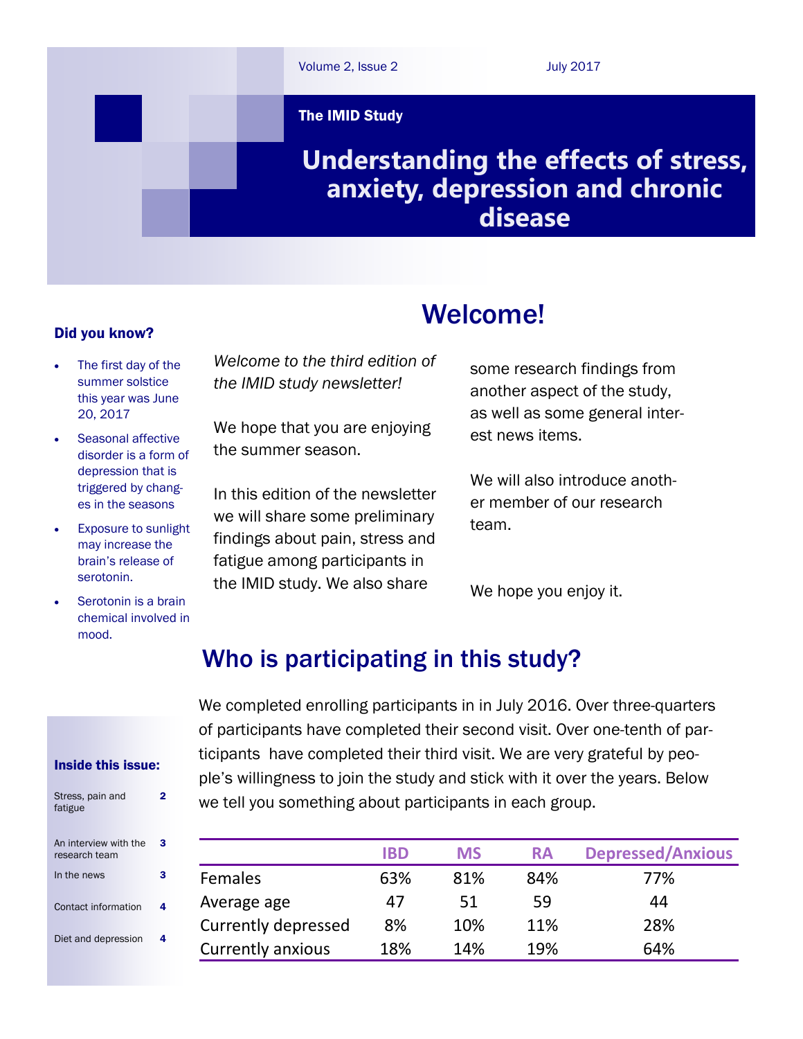The IMID Study

# Understanding the effects of stress, anxiety, depression and chronic disease

### Did you know?

- The first day of the summer solstice this year was June 20, 2017
- Seasonal affective disorder is a form of depression that is triggered by changes in the seasons
- Exposure to sunlight may increase the brain's release of serotonin.
- Serotonin is a brain chemical involved in mood.

### Inside this issue:

| | |
|---|---|
| Stress, pain and fatigue | 2 |
| An interview with the research team | 3 |
| In the news | 3 |
| Contact information | 4 |
| Diet and depression | 4 |

## Welcome!

*Welcome to the third edition of the IMID study newsletter!*

We hope that you are enjoying the summer season.

In this edition of the newsletter we will share some preliminary findings about pain, stress and fatigue among participants in the IMID study. We also share some research findings from another aspect of the study, as well as some general interest news items.

We will also introduce another member of our research team.

We hope you enjoy it.

## Who is participating in this study?

We completed enrolling participants in in July 2016. Over three-quarters of participants have completed their second visit. Over one-tenth of participants have completed their third visit. We are very grateful by people's willingness to join the study and stick with it over the years. Below we tell you something about participants in each group.

| | IBD | MS | RA | Depressed/Anxious |
|---|---|---|---|---|
| Females | 63% | 81% | 84% | 77% |
| Average age | 47 | 51 | 59 | 44 |
| Currently depressed | 8% | 10% | 11% | 28% |
| Currently anxious | 18% | 14% | 19% | 64% |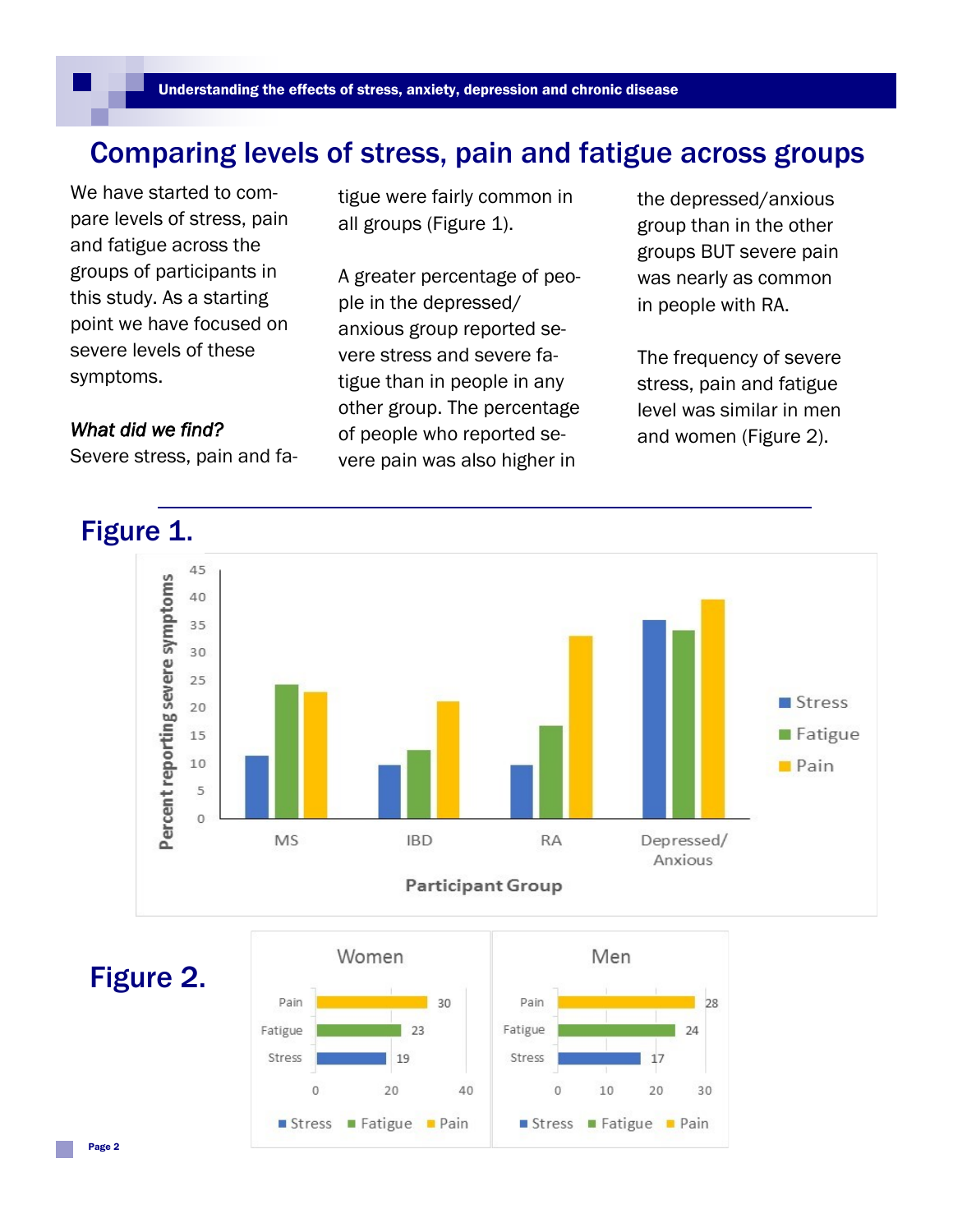# Comparing levels of stress, pain and fatigue across groups

We have started to compare levels of stress, pain and fatigue across the groups of participants in this study. As a starting point we have focused on severe levels of these symptoms.

*What did we find?*
Severe stress, pain and fatigue were fairly common in all groups (Figure 1).

A greater percentage of people in the depressed/anxious group reported severe stress and severe fatigue than in people in any other group. The percentage of people who reported severe pain was also higher in the depressed/anxious group than in the other groups BUT severe pain was nearly as common in people with RA.

The frequency of severe stress, pain and fatigue level was similar in men and women (Figure 2).

## Figure 1.

## Figure 2.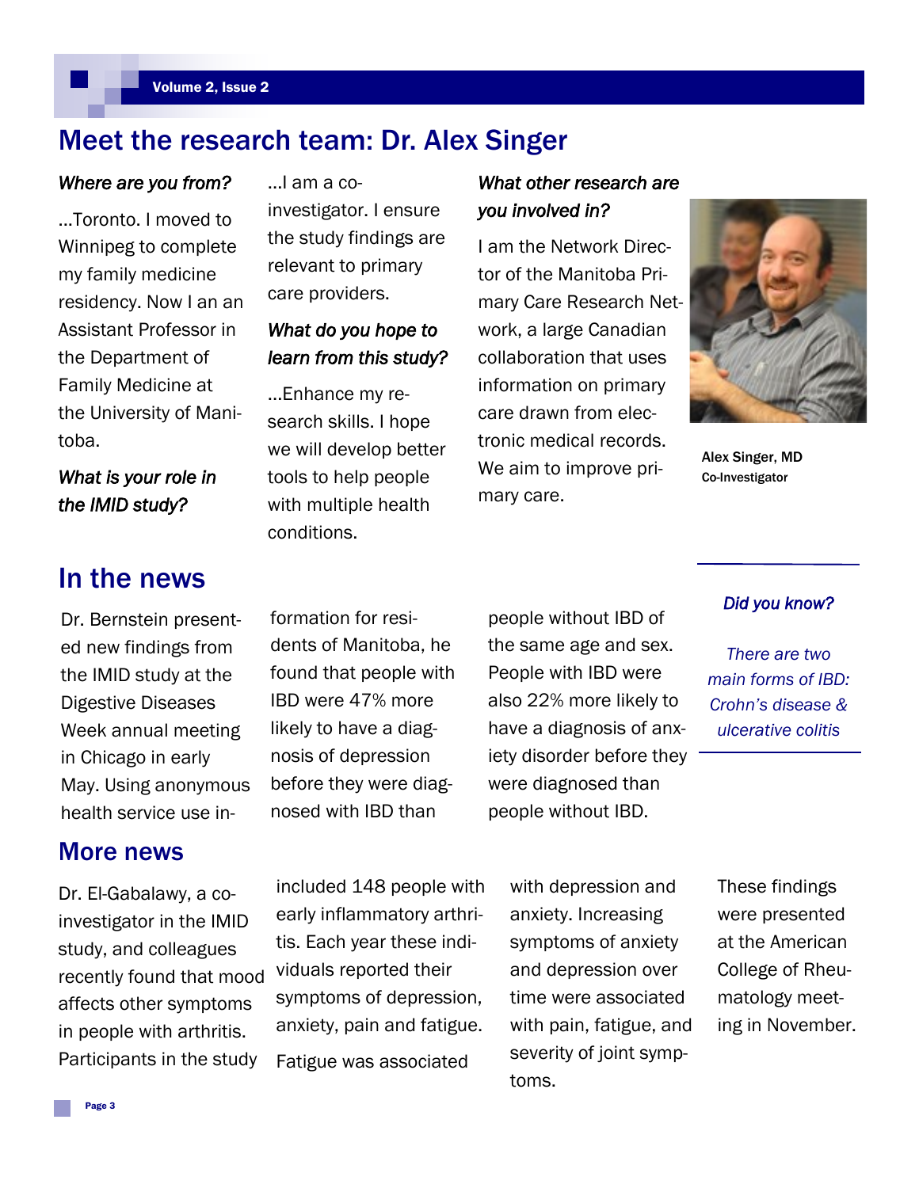## Meet the research team: Dr. Alex Singer

*Where are you from?*

...Toronto. I moved to Winnipeg to complete my family medicine residency. Now I an an Assistant Professor in the Department of Family Medicine at the University of Manitoba.

*What is your role in the IMID study?*

...I am a co-investigator. I ensure the study findings are relevant to primary care providers.

*What do you hope to learn from this study?*

...Enhance my research skills. I hope we will develop better tools to help people with multiple health conditions.

*What other research are you involved in?*

I am the Network Director of the Manitoba Primary Care Research Network, a large Canadian collaboration that uses information on primary care drawn from electronic medical records. We aim to improve primary care.

**Alex Singer, MD**
**Co-Investigator**

## In the news

Dr. Bernstein presented new findings from the IMID study at the Digestive Diseases Week annual meeting in Chicago in early May. Using anonymous health service use information for residents of Manitoba, he found that people with IBD were 47% more likely to have a diagnosis of depression before they were diagnosed with IBD than people without IBD of the same age and sex. People with IBD were also 22% more likely to have a diagnosis of anxiety disorder before they were diagnosed than people without IBD.

*Did you know?*

*There are two main forms of IBD: Crohn's disease & ulcerative colitis*

## More news

Dr. El-Gabalawy, a co-investigator in the IMID study, and colleagues recently found that mood affects other symptoms in people with arthritis. Participants in the study included 148 people with early inflammatory arthritis. Each year these individuals reported their symptoms of depression, anxiety, pain and fatigue.

Fatigue was associated with depression and anxiety. Increasing symptoms of anxiety and depression over time were associated with pain, fatigue, and severity of joint symptoms.

These findings were presented at the American College of Rheumatology meeting in November.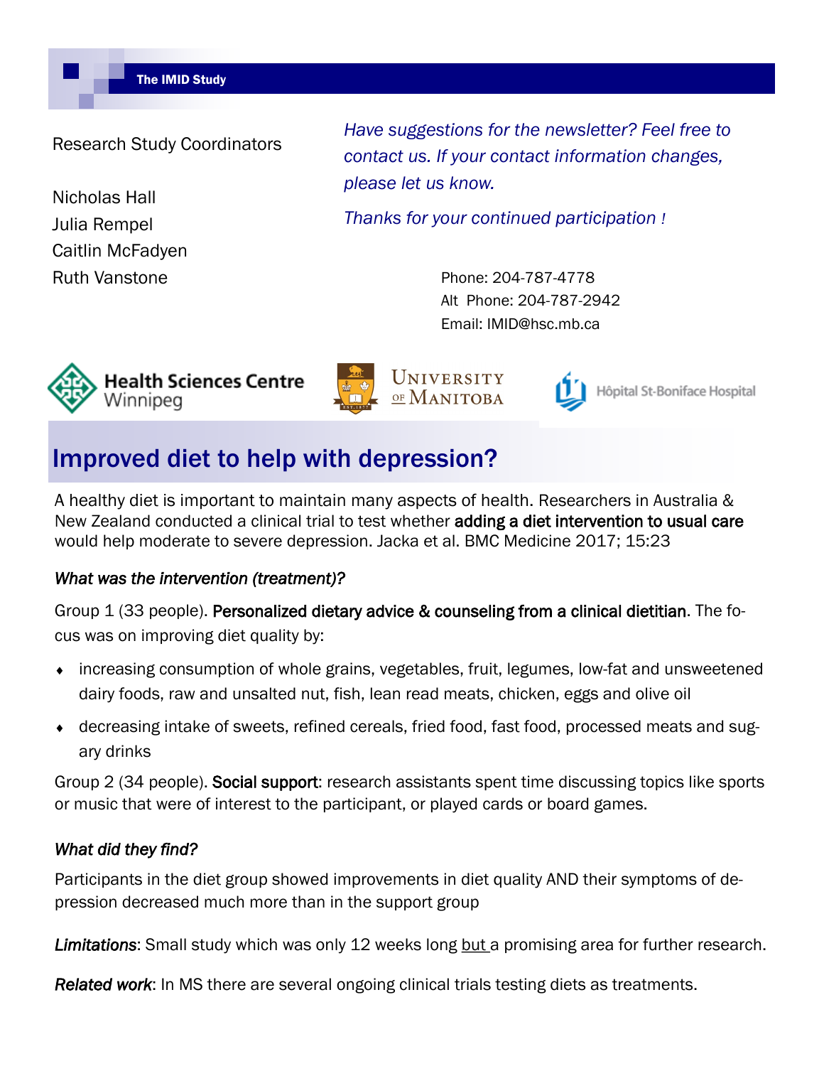Research Study Coordinators

Nicholas Hall
Julia Rempel
Caitlin McFadyen
Ruth Vanstone

*Have suggestions for the newsletter? Feel free to contact us. If your contact information changes, please let us know.*

*Thanks for your continued participation !*

Phone: 204-787-4778
Alt Phone: 204-787-2942
Email: IMID@hsc.mb.ca

Health Sciences Centre Winnipeg

University of Manitoba

Hôpital St-Boniface Hospital

## Improved diet to help with depression?

A healthy diet is important to maintain many aspects of health. Researchers in Australia & New Zealand conducted a clinical trial to test whether **adding a diet intervention to usual care** would help moderate to severe depression. Jacka et al. BMC Medicine 2017; 15:23

*What was the intervention (treatment)?*

Group 1 (33 people). **Personalized dietary advice & counseling from a clinical dietitian**. The focus was on improving diet quality by:

- increasing consumption of whole grains, vegetables, fruit, legumes, low-fat and unsweetened dairy foods, raw and unsalted nut, fish, lean read meats, chicken, eggs and olive oil
- decreasing intake of sweets, refined cereals, fried food, fast food, processed meats and sugary drinks

Group 2 (34 people). **Social support**: research assistants spent time discussing topics like sports or music that were of interest to the participant, or played cards or board games.

*What did they find?*

Participants in the diet group showed improvements in diet quality AND their symptoms of depression decreased much more than in the support group

***Limitations***: Small study which was only 12 weeks long <u>but</u> a promising area for further research.

***Related work***: In MS there are several ongoing clinical trials testing diets as treatments.